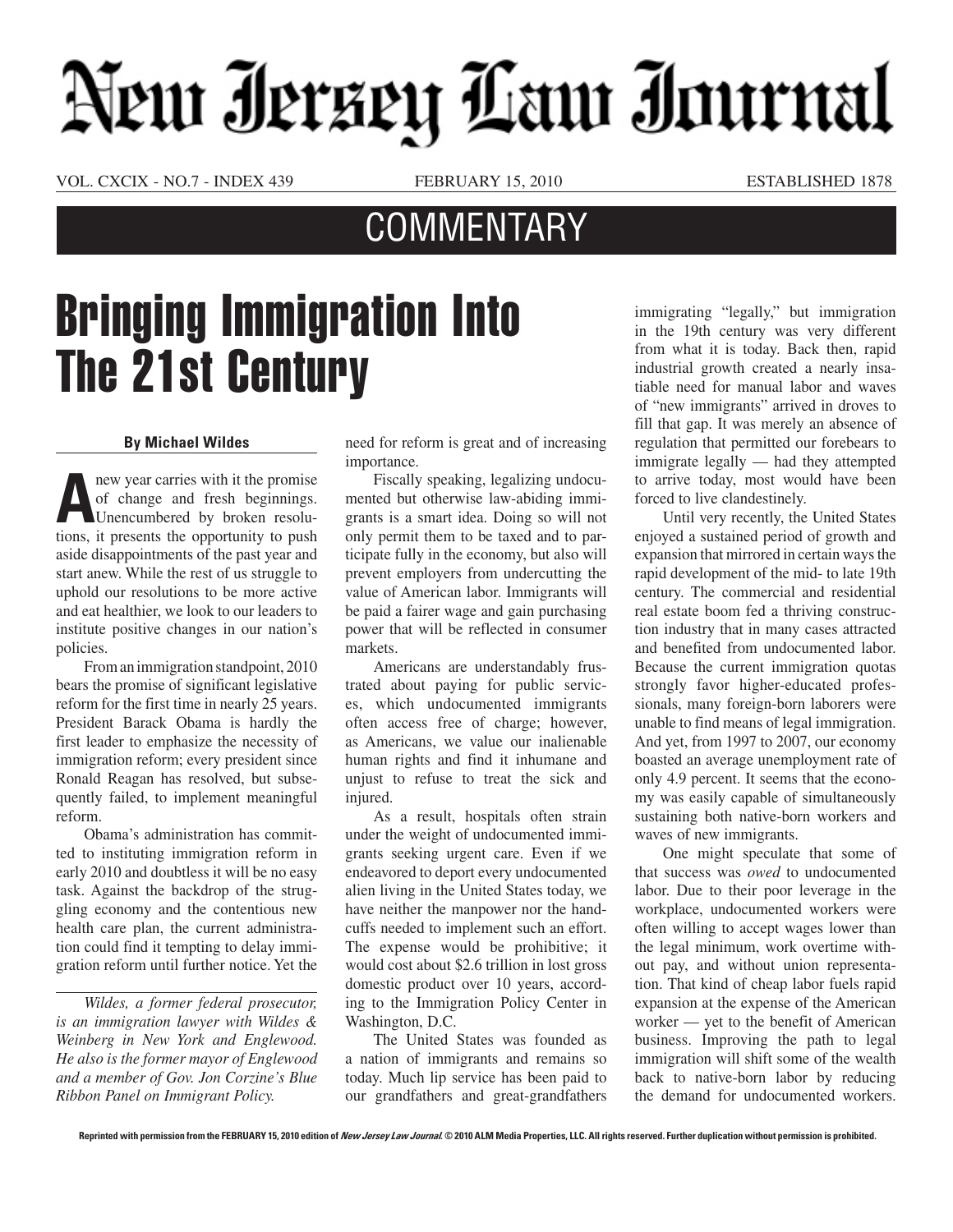# New Jersey Law Journal

VOL. CXCIX - NO.7 - INDEX 439 FEBRUARY 15, 2010 ESTABLISHED 1878

## COMMENTARY

# Bringing Immigration Into The 21st Century

**By Michael Wildes**

A new year carries with it the promise of change and fresh beginnings. Unencumbered by broken resolutions, it presents the opportunity to push aside disappointments of the past year and start anew. While the rest of us struggle to uphold our resolutions to be more active and eat healthier, we look to our leaders to institute positive changes in our nation's policies.

From an immigration standpoint, 2010 bears the promise of significant legislative reform for the first time in nearly 25 years. President Barack Obama is hardly the first leader to emphasize the necessity of immigration reform; every president since Ronald Reagan has resolved, but subsequently failed, to implement meaningful reform.

Obama's administration has committed to instituting immigration reform in early 2010 and doubtless it will be no easy task. Against the backdrop of the struggling economy and the contentious new health care plan, the current administration could find it tempting to delay immigration reform until further notice. Yet the need for reform is great and of increasing importance.

*Wildes, a former federal prosecutor, is an immigration lawyer with Wildes & Weinberg in New York and Englewood. He also is the former mayor of Englewood and a member of Gov. Jon Corzine's Blue Ribbon Panel on Immigrant Policy.*

Fiscally speaking, legalizing undocumented but otherwise law-abiding immigrants is a smart idea. Doing so will not only permit them to be taxed and to participate fully in the economy, but also will prevent employers from undercutting the value of American labor. Immigrants will be paid a fairer wage and gain purchasing power that will be reflected in consumer markets.

Americans are understandably frustrated about paying for public services, which undocumented immigrants often access free of charge; however, as Americans, we value our inalienable human rights and find it inhumane and unjust to refuse to treat the sick and injured.

As a result, hospitals often strain under the weight of undocumented immigrants seeking urgent care. Even if we endeavored to deport every undocumented alien living in the United States today, we have neither the manpower nor the handcuffs needed to implement such an effort. The expense would be prohibitive; it would cost about $2.6 trillion in lost gross domestic product over 10 years, according to the Immigration Policy Center in Washington, D.C.

The United States was founded as a nation of immigrants and remains so today. Much lip service has been paid to our grandfathers and great-grandfathers immigrating "legally," but immigration in the 19th century was very different from what it is today. Back then, rapid industrial growth created a nearly insatiable need for manual labor and waves of "new immigrants" arrived in droves to fill that gap. It was merely an absence of regulation that permitted our forebears to immigrate legally — had they attempted to arrive today, most would have been forced to live clandestinely.

Until very recently, the United States enjoyed a sustained period of growth and expansion that mirrored in certain ways the rapid development of the mid- to late 19th century. The commercial and residential real estate boom fed a thriving construction industry that in many cases attracted and benefited from undocumented labor. Because the current immigration quotas strongly favor higher-educated professionals, many foreign-born laborers were unable to find means of legal immigration. And yet, from 1997 to 2007, our economy boasted an average unemployment rate of only 4.9 percent. It seems that the economy was easily capable of simultaneously sustaining both native-born workers and waves of new immigrants.

One might speculate that some of that success was *owed* to undocumented labor. Due to their poor leverage in the workplace, undocumented workers were often willing to accept wages lower than the legal minimum, work overtime without pay, and without union representation. That kind of cheap labor fuels rapid expansion at the expense of the American worker — yet to the benefit of American business. Improving the path to legal immigration will shift some of the wealth back to native-born labor by reducing the demand for undocumented workers.

Reprinted with permission from the FEBRUARY 15, 2010 edition of *New Jersey Law Journal*. © 2010 ALM Media Properties, LLC. All rights reserved. Further duplication without permission is prohibited.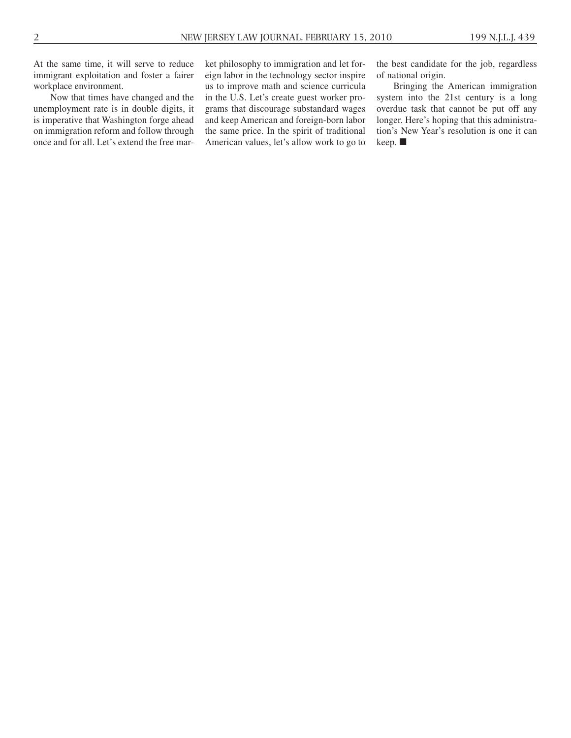At the same time, it will serve to reduce immigrant exploitation and foster a fairer workplace environment.

Now that times have changed and the unemployment rate is in double digits, it is imperative that Washington forge ahead on immigration reform and follow through once and for all. Let's extend the free market philosophy to immigration and let foreign labor in the technology sector inspire us to improve math and science curricula in the U.S. Let's create guest worker programs that discourage substandard wages and keep American and foreign-born labor the same price. In the spirit of traditional American values, let's allow work to go to the best candidate for the job, regardless of national origin.

Bringing the American immigration system into the 21st century is a long overdue task that cannot be put off any longer. Here's hoping that this administration's New Year's resolution is one it can keep. ■